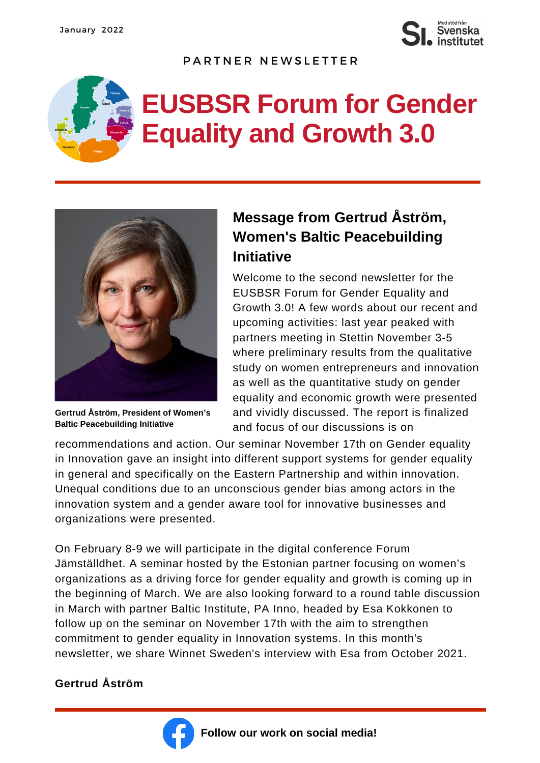January 2022

PARTNER NEWSLETTER

# EUSBSR Forum for Gender Equality and Growth 3.0

Gertrud Åström, President of Women's Baltic Peacebuilding Initiative

## Message from Gertrud Åström, Women's Baltic Peacebuilding Initiative

Welcome to the second newsletter for the EUSBSR Forum for Gender Equality and Growth 3.0! A few words about our recent and upcoming activities: last year peaked with partners meeting in Stettin November 3-5 where preliminary results from the qualitative study on women entrepreneurs and innovation as well as the quantitative study on gender equality and economic growth were presented and vividly discussed. The report is finalized and focus of our discussions is on recommendations and action. Our seminar November 17th on Gender equality in Innovation gave an insight into different support systems for gender equality in general and specifically on the Eastern Partnership and within innovation. Unequal conditions due to an unconscious gender bias among actors in the innovation system and a gender aware tool for innovative businesses and organizations were presented.

On February 8-9 we will participate in the digital conference Forum Jämställdhet. A seminar hosted by the Estonian partner focusing on women's organizations as a driving force for gender equality and growth is coming up in the beginning of March. We are also looking forward to a round table discussion in March with partner Baltic Institute, PA Inno, headed by Esa Kokkonen to follow up on the seminar on November 17th with the aim to strengthen commitment to gender equality in Innovation systems. In this month's newsletter, we share Winnet Sweden's interview with Esa from October 2021.

**Gertrud Åström**

**Follow our work on social media!**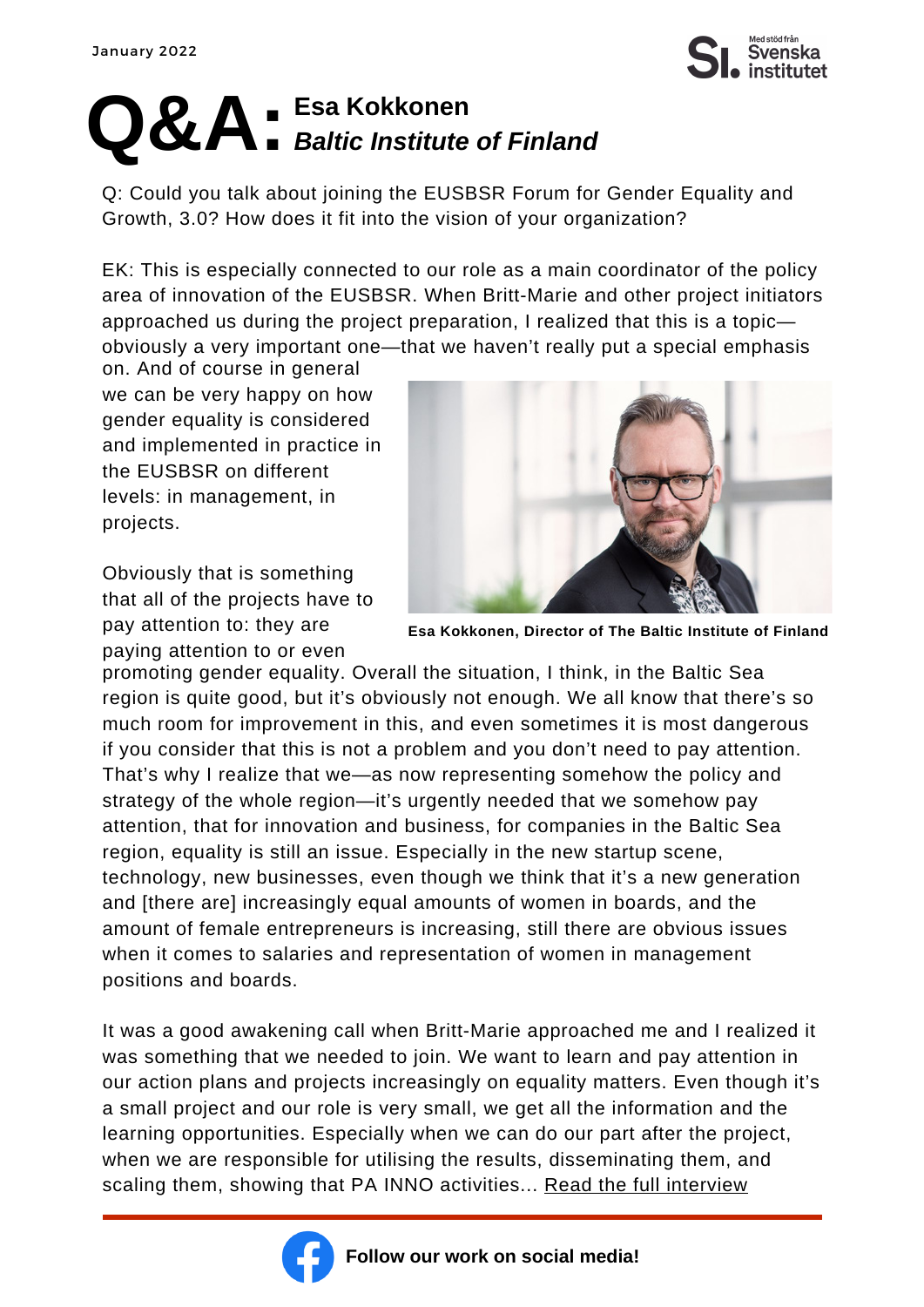January 2022

# Q&A: Esa Kokkonen *Baltic Institute of Finland*

Q: Could you talk about joining the EUSBSR Forum for Gender Equality and Growth, 3.0? How does it fit into the vision of your organization?

EK: This is especially connected to our role as a main coordinator of the policy area of innovation of the EUSBSR. When Britt-Marie and other project initiators approached us during the project preparation, I realized that this is a topic—obviously a very important one—that we haven't really put a special emphasis on. And of course in general we can be very happy on how gender equality is considered and implemented in practice in the EUSBSR on different levels: in management, in projects.

**Esa Kokkonen, Director of The Baltic Institute of Finland**

Obviously that is something that all of the projects have to pay attention to: they are paying attention to or even promoting gender equality. Overall the situation, I think, in the Baltic Sea region is quite good, but it's obviously not enough. We all know that there's so much room for improvement in this, and even sometimes it is most dangerous if you consider that this is not a problem and you don't need to pay attention. That's why I realize that we—as now representing somehow the policy and strategy of the whole region—it's urgently needed that we somehow pay attention, that for innovation and business, for companies in the Baltic Sea region, equality is still an issue. Especially in the new startup scene, technology, new businesses, even though we think that it's a new generation and [there are] increasingly equal amounts of women in boards, and the amount of female entrepreneurs is increasing, still there are obvious issues when it comes to salaries and representation of women in management positions and boards.

It was a good awakening call when Britt-Marie approached me and I realized it was something that we needed to join. We want to learn and pay attention in our action plans and projects increasingly on equality matters. Even though it's a small project and our role is very small, we get all the information and the learning opportunities. Especially when we can do our part after the project, when we are responsible for utilising the results, disseminating them, and scaling them, showing that PA INNO activities... Read the full interview

**Follow our work on social media!**